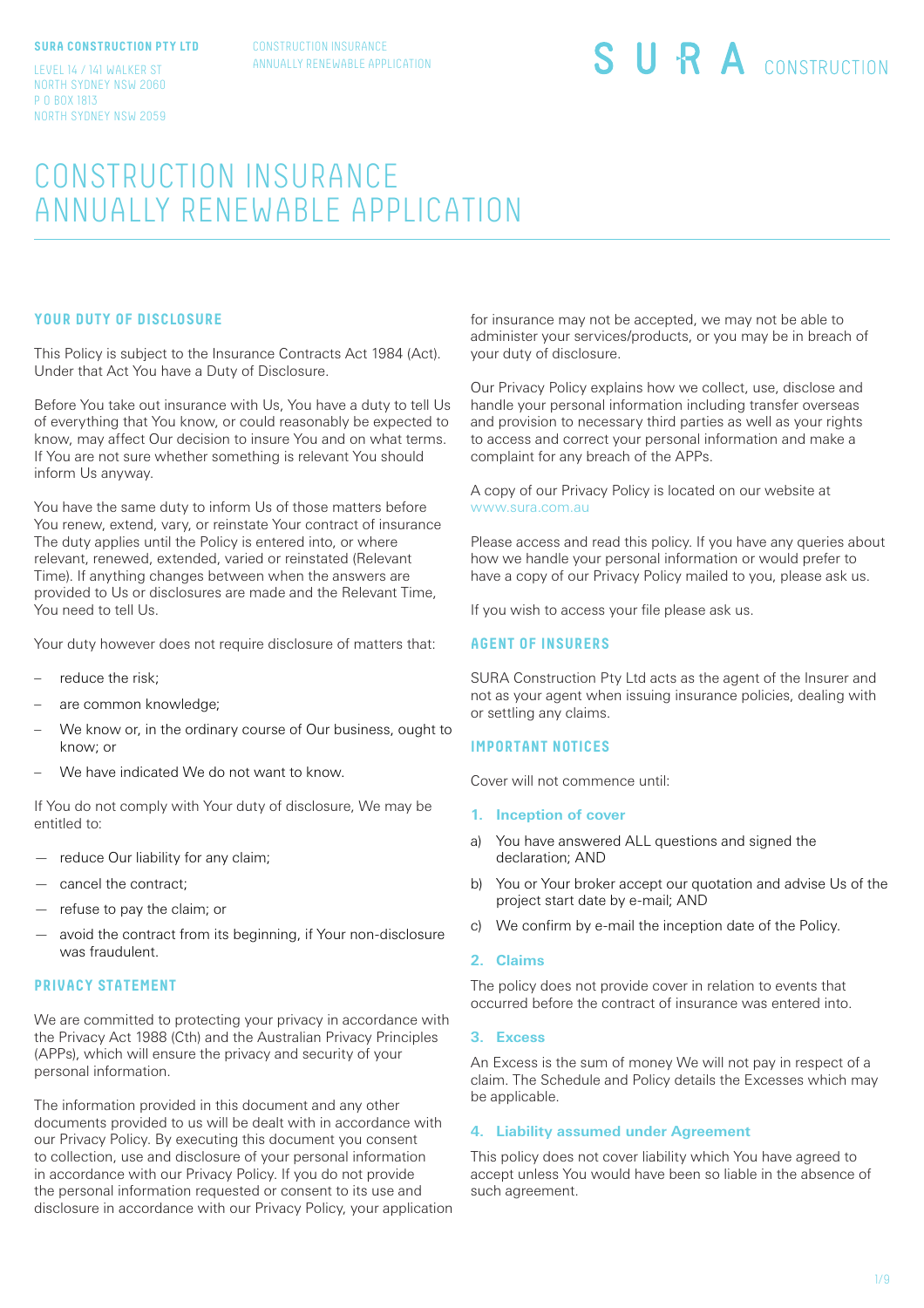SURA CONSTRUCTION PTY LTD
LEVEL 14 / 141 WALKER ST
NORTH SYDNEY NSW 2060
P O BOX 1813
NORTH SYDNEY NSW 2059

CONSTRUCTION INSURANCE
ANNUALLY RENEWABLE APPLICATION

S U R A CONSTRUCTION

# CONSTRUCTION INSURANCE ANNUALLY RENEWABLE APPLICATION

## YOUR DUTY OF DISCLOSURE

This Policy is subject to the Insurance Contracts Act 1984 (Act). Under that Act You have a Duty of Disclosure.

Before You take out insurance with Us, You have a duty to tell Us of everything that You know, or could reasonably be expected to know, may affect Our decision to insure You and on what terms. If You are not sure whether something is relevant You should inform Us anyway.

You have the same duty to inform Us of those matters before You renew, extend, vary, or reinstate Your contract of insurance The duty applies until the Policy is entered into, or where relevant, renewed, extended, varied or reinstated (Relevant Time). If anything changes between when the answers are provided to Us or disclosures are made and the Relevant Time, You need to tell Us.

Your duty however does not require disclosure of matters that:

- reduce the risk;
- are common knowledge;
- We know or, in the ordinary course of Our business, ought to know; or
- We have indicated We do not want to know.

If You do not comply with Your duty of disclosure, We may be entitled to:

- reduce Our liability for any claim;
- cancel the contract;
- refuse to pay the claim; or
- avoid the contract from its beginning, if Your non-disclosure was fraudulent.

## PRIVACY STATEMENT

We are committed to protecting your privacy in accordance with the Privacy Act 1988 (Cth) and the Australian Privacy Principles (APPs), which will ensure the privacy and security of your personal information.

The information provided in this document and any other documents provided to us will be dealt with in accordance with our Privacy Policy. By executing this document you consent to collection, use and disclosure of your personal information in accordance with our Privacy Policy. If you do not provide the personal information requested or consent to its use and disclosure in accordance with our Privacy Policy, your application for insurance may not be accepted, we may not be able to administer your services/products, or you may be in breach of your duty of disclosure.

Our Privacy Policy explains how we collect, use, disclose and handle your personal information including transfer overseas and provision to necessary third parties as well as your rights to access and correct your personal information and make a complaint for any breach of the APPs.

A copy of our Privacy Policy is located on our website at www.sura.com.au

Please access and read this policy. If you have any queries about how we handle your personal information or would prefer to have a copy of our Privacy Policy mailed to you, please ask us.

If you wish to access your file please ask us.

## AGENT OF INSURERS

SURA Construction Pty Ltd acts as the agent of the Insurer and not as your agent when issuing insurance policies, dealing with or settling any claims.

## IMPORTANT NOTICES

Cover will not commence until:

### 1. Inception of cover

a) You have answered ALL questions and signed the declaration; AND

b) You or Your broker accept our quotation and advise Us of the project start date by e-mail; AND

c) We confirm by e-mail the inception date of the Policy.

### 2. Claims

The policy does not provide cover in relation to events that occurred before the contract of insurance was entered into.

### 3. Excess

An Excess is the sum of money We will not pay in respect of a claim. The Schedule and Policy details the Excesses which may be applicable.

### 4. Liability assumed under Agreement

This policy does not cover liability which You have agreed to accept unless You would have been so liable in the absence of such agreement.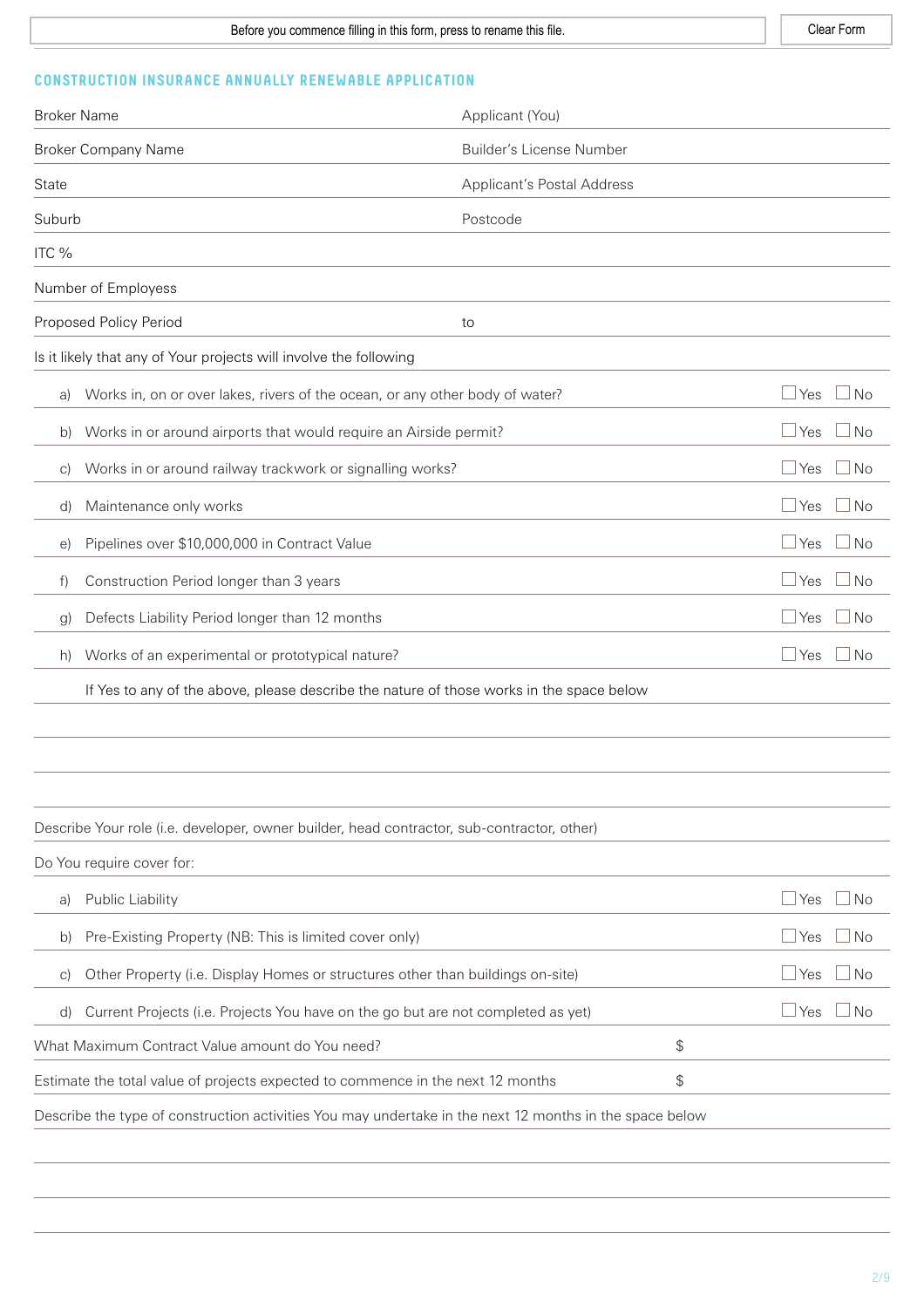Before you commence filling in this form, press to rename this file. | Clear Form

## CONSTRUCTION INSURANCE ANNUALLY RENEWABLE APPLICATION

| | |
|---|---|
| Broker Name | Applicant (You) |
| Broker Company Name | Builder's License Number |
| State | Applicant's Postal Address |
| Suburb | Postcode |
| ITC % | |
| Number of Employess | |
| Proposed Policy Period | to |

Is it likely that any of Your projects will involve the following

| | | |
|---|---|---|
| a) | Works in, on or over lakes, rivers of the ocean, or any other body of water? | ☐ Yes ☐ No |
| b) | Works in or around airports that would require an Airside permit? | ☐ Yes ☐ No |
| c) | Works in or around railway trackwork or signalling works? | ☐ Yes ☐ No |
| d) | Maintenance only works | ☐ Yes ☐ No |
| e) | Pipelines over $10,000,000 in Contract Value | ☐ Yes ☐ No |
| f) | Construction Period longer than 3 years | ☐ Yes ☐ No |
| g) | Defects Liability Period longer than 12 months | ☐ Yes ☐ No |
| h) | Works of an experimental or prototypical nature? | ☐ Yes ☐ No |

If Yes to any of the above, please describe the nature of those works in the space below

Describe Your role (i.e. developer, owner builder, head contractor, sub-contractor, other)

Do You require cover for:

| | | |
|---|---|---|
| a) | Public Liability | ☐ Yes ☐ No |
| b) | Pre-Existing Property (NB: This is limited cover only) | ☐ Yes ☐ No |
| c) | Other Property (i.e. Display Homes or structures other than buildings on-site) | ☐ Yes ☐ No |
| d) | Current Projects (i.e. Projects You have on the go but are not completed as yet) | ☐ Yes ☐ No |

What Maximum Contract Value amount do You need? $

Estimate the total value of projects expected to commence in the next 12 months $

Describe the type of construction activities You may undertake in the next 12 months in the space below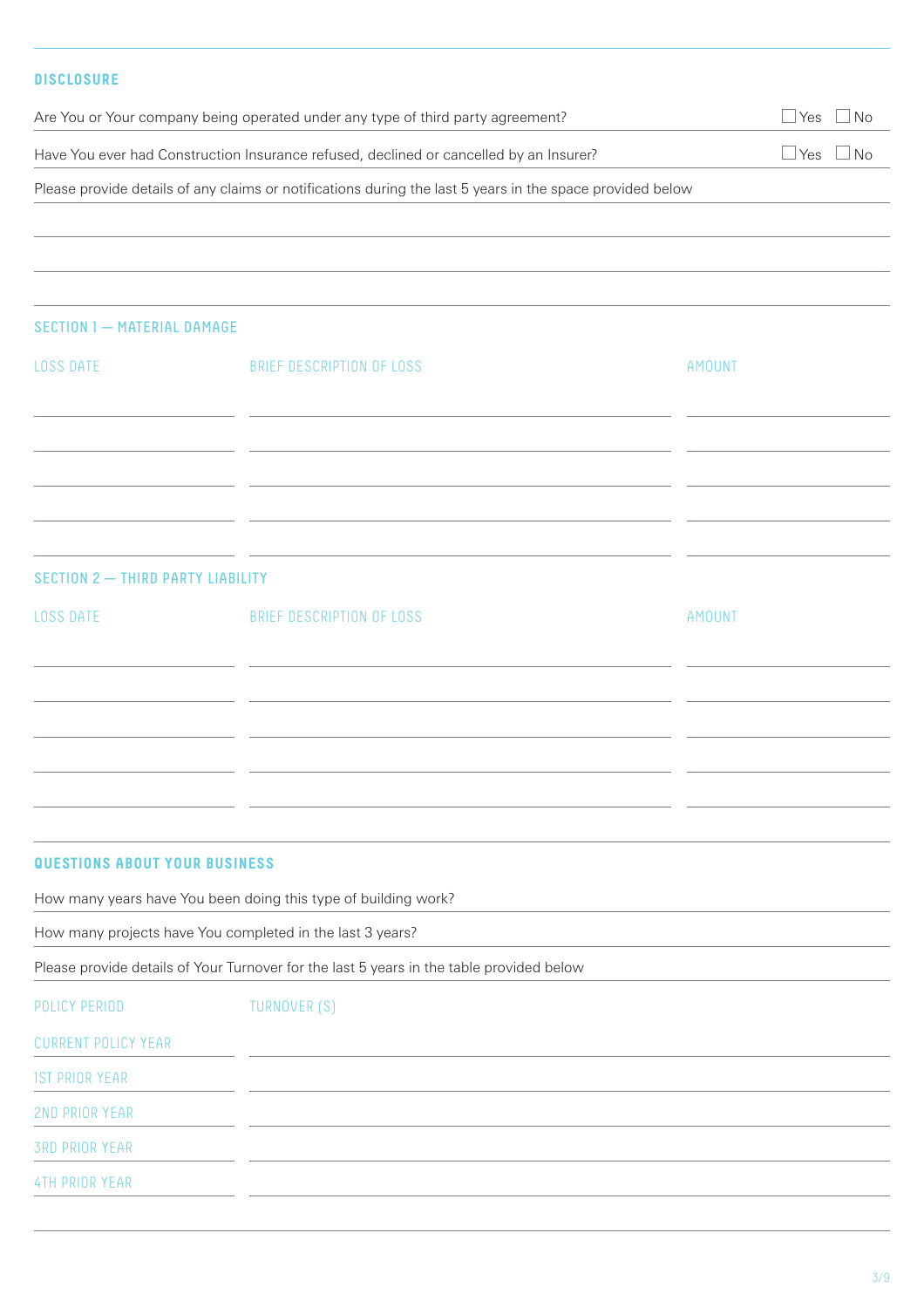## DISCLOSURE

Are You or Your company being operated under any type of third party agreement? ☐ Yes ☐ No

Have You ever had Construction Insurance refused, declined or cancelled by an Insurer? ☐ Yes ☐ No

Please provide details of any claims or notifications during the last 5 years in the space provided below

## SECTION 1 — MATERIAL DAMAGE

| LOSS DATE | BRIEF DESCRIPTION OF LOSS | AMOUNT |
|---|---|---|
| | | |
| | | |
| | | |
| | | |
| | | |

## SECTION 2 — THIRD PARTY LIABILITY

| LOSS DATE | BRIEF DESCRIPTION OF LOSS | AMOUNT |
|---|---|---|
| | | |
| | | |
| | | |
| | | |
| | | |

## QUESTIONS ABOUT YOUR BUSINESS

How many years have You been doing this type of building work?

How many projects have You completed in the last 3 years?

Please provide details of Your Turnover for the last 5 years in the table provided below

| POLICY PERIOD | TURNOVER ($) |
|---|---|
| CURRENT POLICY YEAR | |
| 1ST PRIOR YEAR | |
| 2ND PRIOR YEAR | |
| 3RD PRIOR YEAR | |
| 4TH PRIOR YEAR | |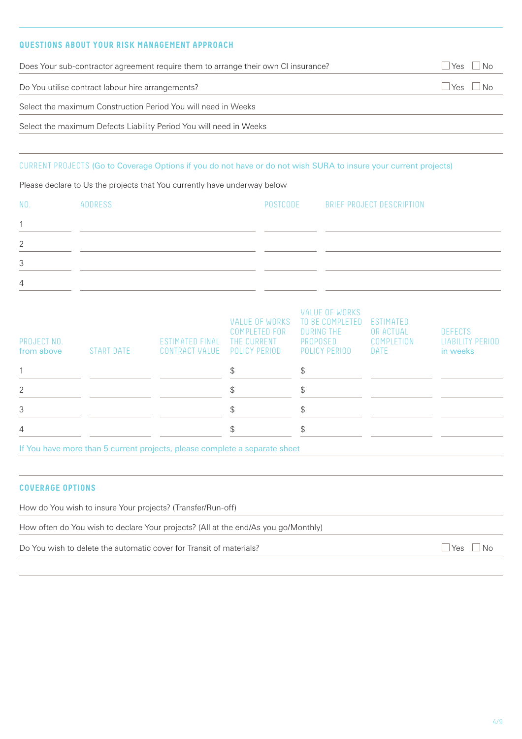## QUESTIONS ABOUT YOUR RISK MANAGEMENT APPROACH

Does Your sub-contractor agreement require them to arrange their own CI insurance? ☐ Yes ☐ No

Do You utilise contract labour hire arrangements? ☐ Yes ☐ No

Select the maximum Construction Period You will need in Weeks

Select the maximum Defects Liability Period You will need in Weeks

## CURRENT PROJECTS (Go to Coverage Options if you do not have or do not wish SURA to insure your current projects)

Please declare to Us the projects that You currently have underway below

| NO. | ADDRESS | POSTCODE | BRIEF PROJECT DESCRIPTION |
|---|---|---|---|
| 1 | | | |
| 2 | | | |
| 3 | | | |
| 4 | | | |

| PROJECT NO. from above | START DATE | ESTIMATED FINAL CONTRACT VALUE | VALUE OF WORKS COMPLETED FOR THE CURRENT POLICY PERIOD | VALUE OF WORKS TO BE COMPLETED DURING THE PROPOSED POLICY PERIOD | ESTIMATED OR ACTUAL COMPLETION DATE | DEFECTS LIABILITY PERIOD in weeks |
|---|---|---|---|---|---|---|
| 1 | | | $ | $ | | |
| 2 | | | $ | $ | | |
| 3 | | | $ | $ | | |
| 4 | | | $ | $ | | |

If You have more than 5 current projects, please complete a separate sheet

## COVERAGE OPTIONS

How do You wish to insure Your projects? (Transfer/Run-off)

How often do You wish to declare Your projects? (All at the end/As you go/Monthly)

Do You wish to delete the automatic cover for Transit of materials? ☐ Yes ☐ No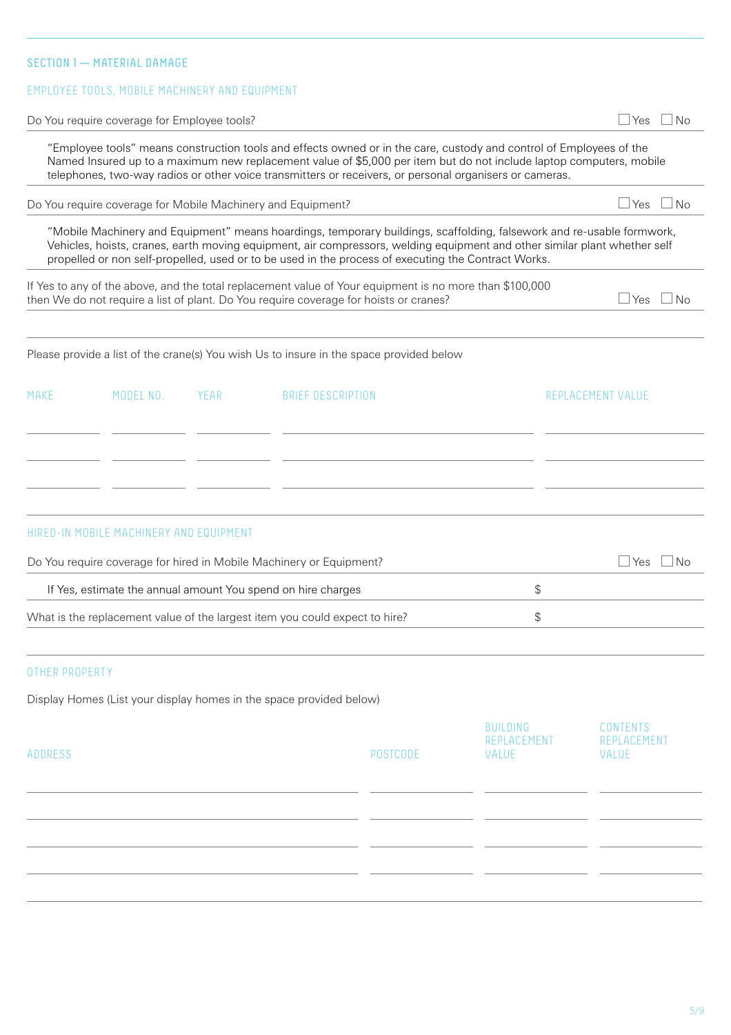## SECTION 1 — MATERIAL DAMAGE

### EMPLOYEE TOOLS, MOBILE MACHINERY AND EQUIPMENT

Do You require coverage for Employee tools? ☐ Yes ☐ No

"Employee tools" means construction tools and effects owned or in the care, custody and control of Employees of the Named Insured up to a maximum new replacement value of $5,000 per item but do not include laptop computers, mobile telephones, two-way radios or other voice transmitters or receivers, or personal organisers or cameras.

Do You require coverage for Mobile Machinery and Equipment? ☐ Yes ☐ No

"Mobile Machinery and Equipment" means hoardings, temporary buildings, scaffolding, falsework and re-usable formwork, Vehicles, hoists, cranes, earth moving equipment, air compressors, welding equipment and other similar plant whether self propelled or non self-propelled, used or to be used in the process of executing the Contract Works.

If Yes to any of the above, and the total replacement value of Your equipment is no more than $100,000 then We do not require a list of plant. Do You require coverage for hoists or cranes? ☐ Yes ☐ No

Please provide a list of the crane(s) You wish Us to insure in the space provided below

| MAKE | MODEL NO. | YEAR | BRIEF DESCRIPTION | REPLACEMENT VALUE |
|---|---|---|---|---|
| | | | | |
| | | | | |
| | | | | |

### HIRED-IN MOBILE MACHINERY AND EQUIPMENT

Do You require coverage for hired in Mobile Machinery or Equipment? ☐ Yes ☐ No

If Yes, estimate the annual amount You spend on hire charges $

What is the replacement value of the largest item you could expect to hire? $

### OTHER PROPERTY

Display Homes (List your display homes in the space provided below)

| ADDRESS | POSTCODE | BUILDING REPLACEMENT VALUE | CONTENTS REPLACEMENT VALUE |
|---|---|---|---|
| | | | |
| | | | |
| | | | |
| | | | |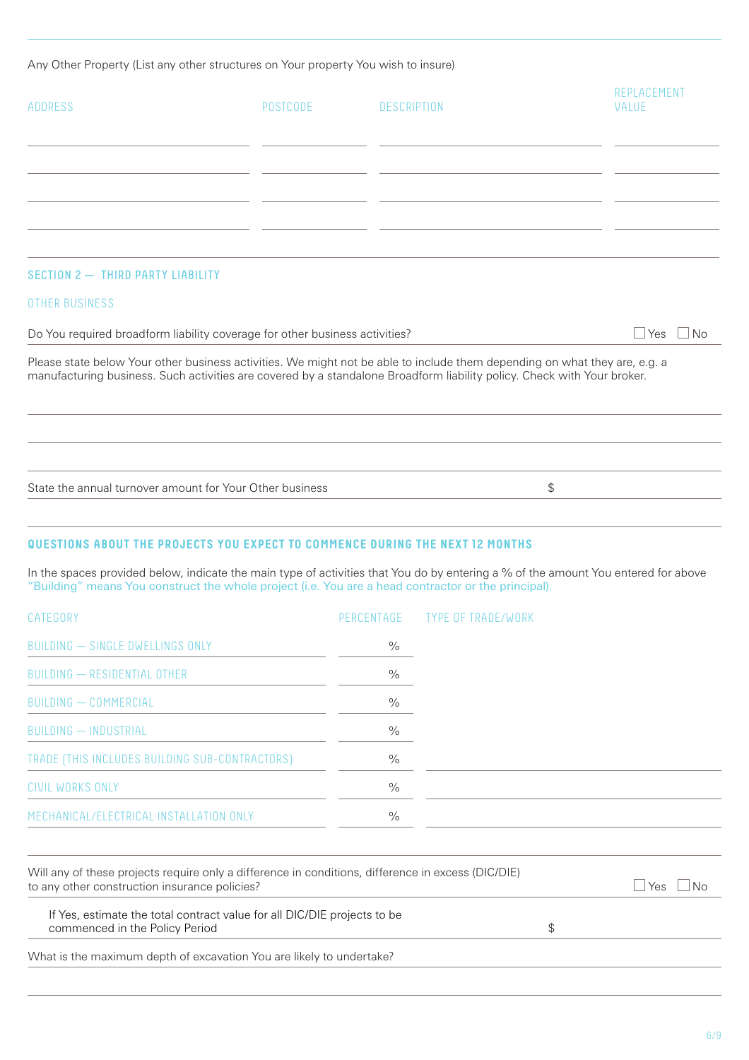Any Other Property (List any other structures on Your property You wish to insure)

| ADDRESS | POSTCODE | DESCRIPTION | REPLACEMENT VALUE |
| --- | --- | --- | --- |
| | | | |
| | | | |
| | | | |
| | | | |

## SECTION 2 — THIRD PARTY LIABILITY

### OTHER BUSINESS

Do You required broadform liability coverage for other business activities? ☐ Yes ☐ No

Please state below Your other business activities. We might not be able to include them depending on what they are, e.g. a manufacturing business. Such activities are covered by a standalone Broadform liability policy. Check with Your broker.

State the annual turnover amount for Your Other business $

## QUESTIONS ABOUT THE PROJECTS YOU EXPECT TO COMMENCE DURING THE NEXT 12 MONTHS

In the spaces provided below, indicate the main type of activities that You do by entering a % of the amount You entered for above
"Building" means You construct the whole project (i.e. You are a head contractor or the principal).

| CATEGORY | PERCENTAGE | TYPE OF TRADE/WORK |
| --- | --- | --- |
| BUILDING — SINGLE DWELLINGS ONLY | % | |
| BUILDING — RESIDENTIAL OTHER | % | |
| BUILDING — COMMERCIAL | % | |
| BUILDING — INDUSTRIAL | % | |
| TRADE (THIS INCLUDES BUILDING SUB-CONTRACTORS) | % | |
| CIVIL WORKS ONLY | % | |
| MECHANICAL/ELECTRICAL INSTALLATION ONLY | % | |

Will any of these projects require only a difference in conditions, difference in excess (DIC/DIE) to any other construction insurance policies? ☐ Yes ☐ No

If Yes, estimate the total contract value for all DIC/DIE projects to be commenced in the Policy Period $

What is the maximum depth of excavation You are likely to undertake?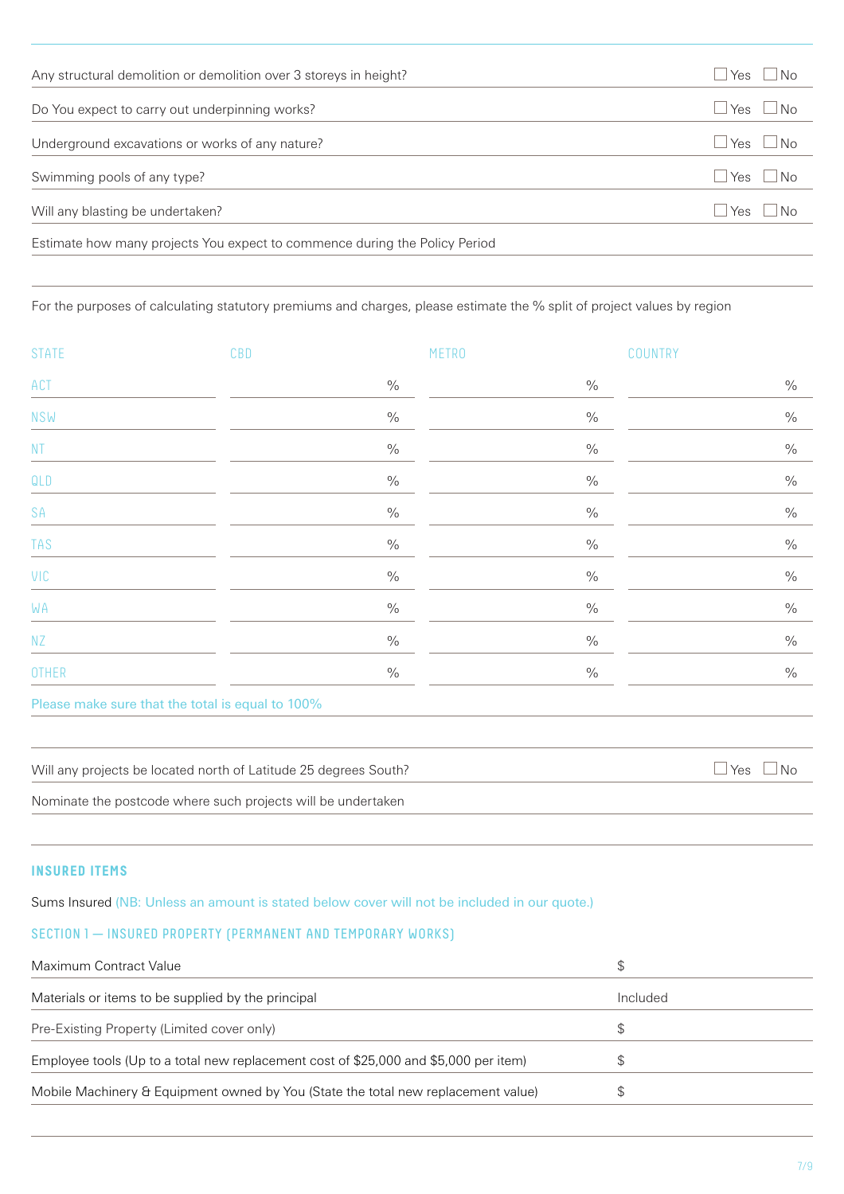| | |
|---|---|
| Any structural demolition or demolition over 3 storeys in height? | ☐ Yes ☐ No |
| Do You expect to carry out underpinning works? | ☐ Yes ☐ No |
| Underground excavations or works of any nature? | ☐ Yes ☐ No |
| Swimming pools of any type? | ☐ Yes ☐ No |
| Will any blasting be undertaken? | ☐ Yes ☐ No |
| Estimate how many projects You expect to commence during the Policy Period | |

For the purposes of calculating statutory premiums and charges, please estimate the % split of project values by region

| STATE | CBD | METRO | COUNTRY |
|---|---|---|---|
| ACT | % | % | % |
| NSW | % | % | % |
| NT | % | % | % |
| QLD | % | % | % |
| SA | % | % | % |
| TAS | % | % | % |
| VIC | % | % | % |
| WA | % | % | % |
| NZ | % | % | % |
| OTHER | % | % | % |

Please make sure that the total is equal to 100%

| | |
|---|---|
| Will any projects be located north of Latitude 25 degrees South? | ☐ Yes ☐ No |
| Nominate the postcode where such projects will be undertaken | |

## INSURED ITEMS

Sums Insured (NB: Unless an amount is stated below cover will not be included in our quote.)

### SECTION 1 — INSURED PROPERTY (PERMANENT AND TEMPORARY WORKS)

| | |
|---|---|
| Maximum Contract Value | $ |
| Materials or items to be supplied by the principal | Included |
| Pre-Existing Property (Limited cover only) | $ |
| Employee tools (Up to a total new replacement cost of $25,000 and $5,000 per item) | $ |
| Mobile Machinery & Equipment owned by You (State the total new replacement value) | $ |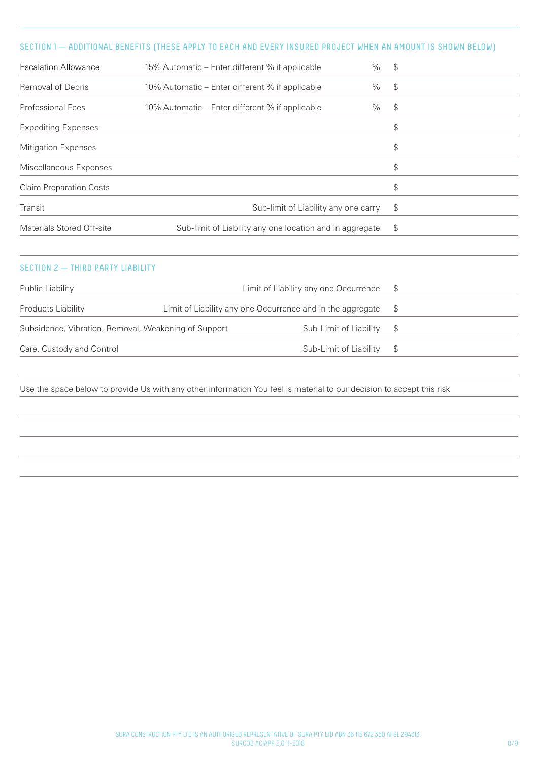## SECTION 1 — ADDITIONAL BENEFITS (THESE APPLY TO EACH AND EVERY INSURED PROJECT WHEN AN AMOUNT IS SHOWN BELOW)

| | | | |
|---|---|---|---|
| Escalation Allowance | 15% Automatic – Enter different % if applicable | % | $ |
| Removal of Debris | 10% Automatic – Enter different % if applicable | % | $ |
| Professional Fees | 10% Automatic – Enter different % if applicable | % | $ |
| Expediting Expenses | | | $ |
| Mitigation Expenses | | | $ |
| Miscellaneous Expenses | | | $ |
| Claim Preparation Costs | | | $ |
| Transit | Sub-limit of Liability any one carry | | $ |
| Materials Stored Off-site | Sub-limit of Liability any one location and in aggregate | | $ |

## SECTION 2 — THIRD PARTY LIABILITY

| | | |
|---|---|---|
| Public Liability | Limit of Liability any one Occurrence | $ |
| Products Liability | Limit of Liability any one Occurrence and in the aggregate | $ |
| Subsidence, Vibration, Removal, Weakening of Support | Sub-Limit of Liability | $ |
| Care, Custody and Control | Sub-Limit of Liability | $ |

Use the space below to provide Us with any other information You feel is material to our decision to accept this risk

SURA CONSTRUCTION PTY LTD IS AN AUTHORISED REPRESENTATIVE OF SURA PTY LTD ABN 36 115 672 350 AFSL 294313.
SURCOB ACIAPP 2.0 11-2018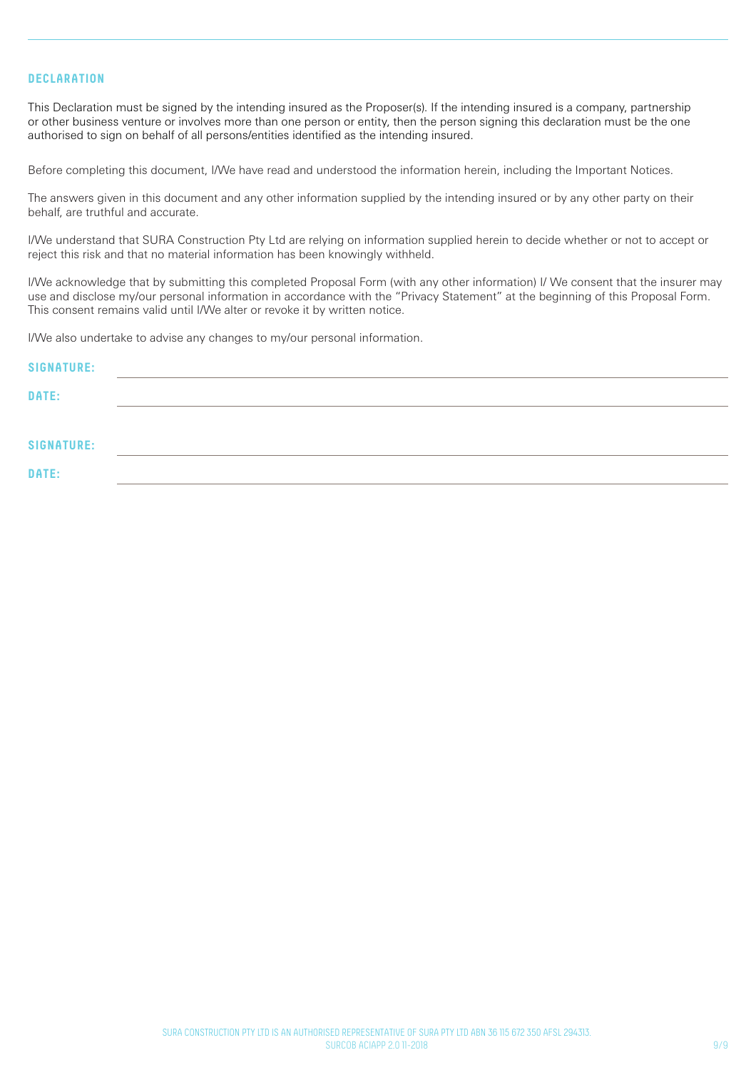## DECLARATION

This Declaration must be signed by the intending insured as the Proposer(s). If the intending insured is a company, partnership or other business venture or involves more than one person or entity, then the person signing this declaration must be the one authorised to sign on behalf of all persons/entities identified as the intending insured.

Before completing this document, I/We have read and understood the information herein, including the Important Notices.

The answers given in this document and any other information supplied by the intending insured or by any other party on their behalf, are truthful and accurate.

I/We understand that SURA Construction Pty Ltd are relying on information supplied herein to decide whether or not to accept or reject this risk and that no material information has been knowingly withheld.

I/We acknowledge that by submitting this completed Proposal Form (with any other information) I/ We consent that the insurer may use and disclose my/our personal information in accordance with the "Privacy Statement" at the beginning of this Proposal Form. This consent remains valid until I/We alter or revoke it by written notice.

I/We also undertake to advise any changes to my/our personal information.

**SIGNATURE:** ____________________

**DATE:** ____________________

**SIGNATURE:** ____________________

**DATE:** ____________________

SURA CONSTRUCTION PTY LTD IS AN AUTHORISED REPRESENTATIVE OF SURA PTY LTD ABN 36 115 672 350 AFSL 294313.
SURCOB ACIAPP 2.0 11-2018